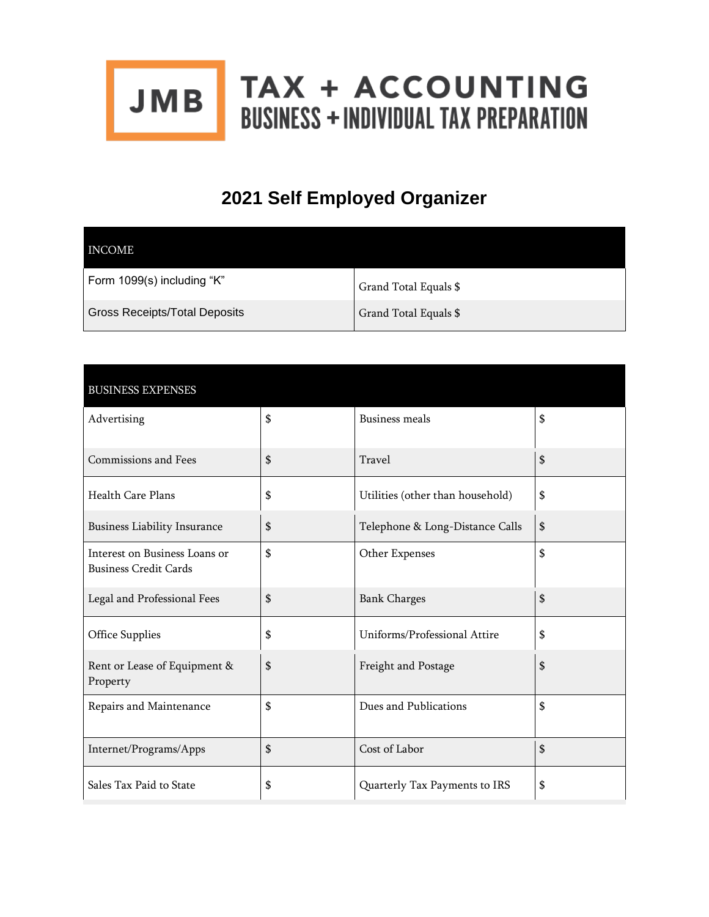JMB TAX + ACCOUNTING
BUSINESS + INDIVIDUAL TAX PREPARATION

# 2021 Self Employed Organizer

| INCOME | |
|---|---|
| Form 1099(s) including "K" | Grand Total Equals $ |
| Gross Receipts/Total Deposits | Grand Total Equals $ |

| BUSINESS EXPENSES | | | |
|---|---|---|---|
| Advertising | $ | Business meals | $ |
| Commissions and Fees | $ | Travel | $ |
| Health Care Plans | $ | Utilities (other than household) | $ |
| Business Liability Insurance | $ | Telephone & Long-Distance Calls | $ |
| Interest on Business Loans or Business Credit Cards | $ | Other Expenses | $ |
| Legal and Professional Fees | $ | Bank Charges | $ |
| Office Supplies | $ | Uniforms/Professional Attire | $ |
| Rent or Lease of Equipment & Property | $ | Freight and Postage | $ |
| Repairs and Maintenance | $ | Dues and Publications | $ |
| Internet/Programs/Apps | $ | Cost of Labor | $ |
| Sales Tax Paid to State | $ | Quarterly Tax Payments to IRS | $ |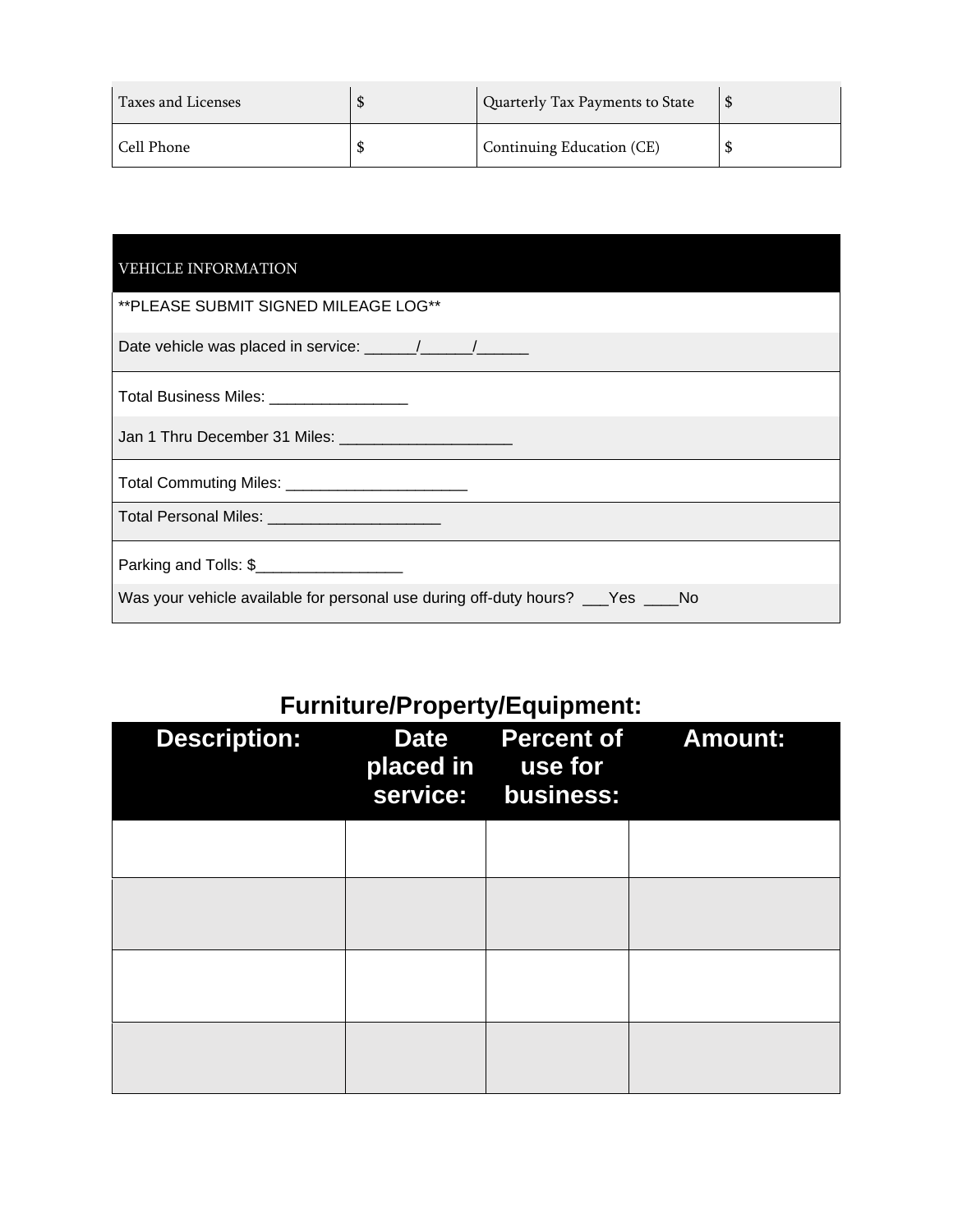| Taxes and Licenses | $ | Quarterly Tax Payments to State | $ |
|---|---|---|---|
| Cell Phone | $ | Continuing Education (CE) | $ |

| VEHICLE INFORMATION |
|---|
| **PLEASE SUBMIT SIGNED MILEAGE LOG** |
| Date vehicle was placed in service: ______/______/______ |
| Total Business Miles: ________________ |
| Jan 1 Thru December 31 Miles: ____________________ |
| Total Commuting Miles: _____________________ |
| Total Personal Miles: ____________________ |
| Parking and Tolls: $_________________ |
| Was your vehicle available for personal use during off-duty hours? ___Yes ____No |

## Furniture/Property/Equipment:

| Description: | Date placed in service: | Percent of use for business: | Amount: |
|---|---|---|---|
| | | | |
| | | | |
| | | | |
| | | | |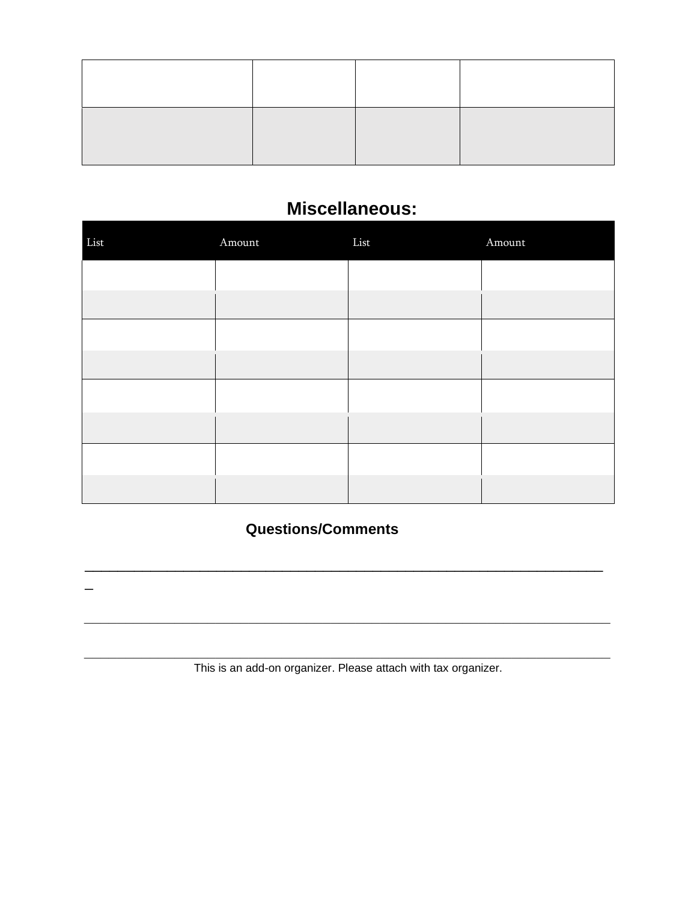| | | | |
|---|---|---|---|
| | | | |
| | | | |

## Miscellaneous:

| List | Amount | List | Amount |
|---|---|---|---|
| | | | |
| | | | |
| | | | |
| | | | |
| | | | |
| | | | |
| | | | |
| | | | |

### Questions/Comments

_____________________________________________________________________________
_

_____________________________________________________________________________

_____________________________________________________________________________

This is an add-on organizer. Please attach with tax organizer.